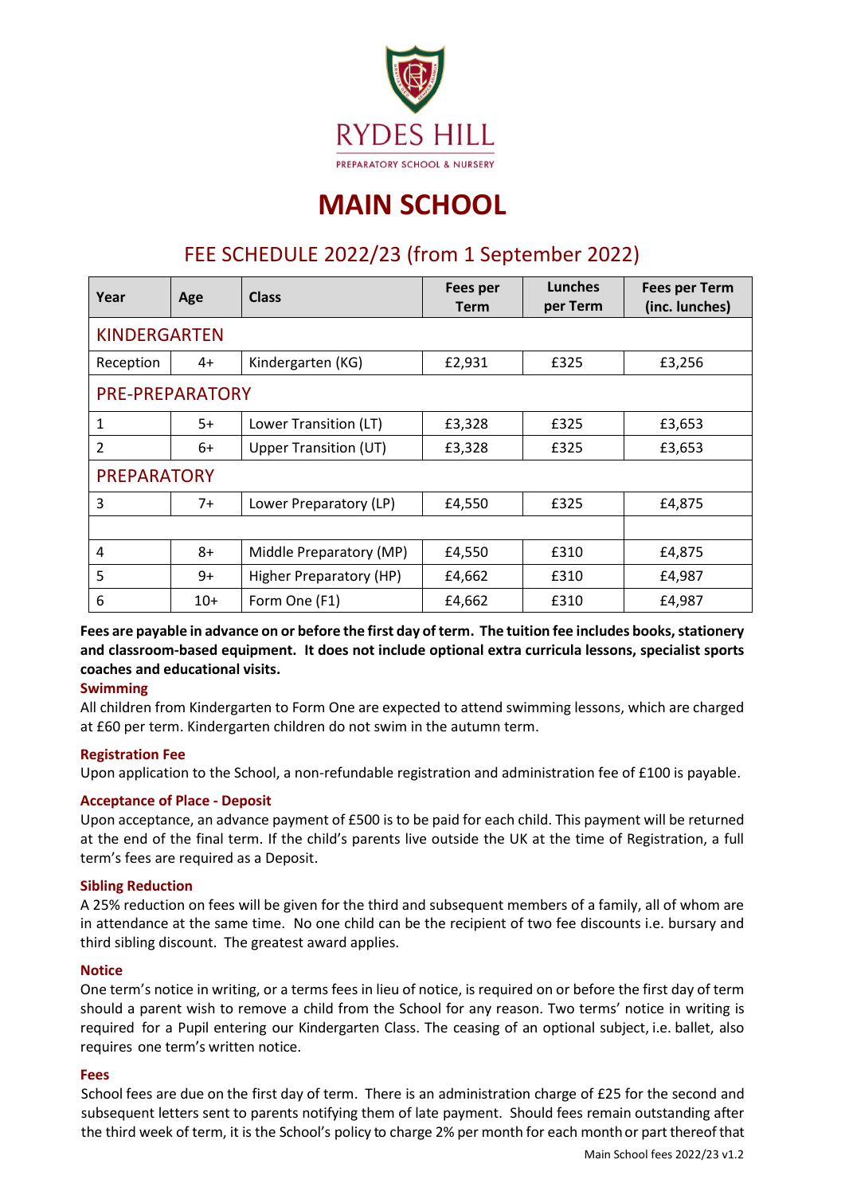# RYDES HILL

PREPARATORY SCHOOL & NURSERY

# MAIN SCHOOL

## FEE SCHEDULE 2022/23 (from 1 September 2022)

| Year | Age | Class | Fees per Term | Lunches per Term | Fees per Term (inc. lunches) |
|---|---|---|---|---|---|
| KINDERGARTEN | | | | | |
| Reception | 4+ | Kindergarten (KG) | £2,931 | £325 | £3,256 |
| PRE-PREPARATORY | | | | | |
| 1 | 5+ | Lower Transition (LT) | £3,328 | £325 | £3,653 |
| 2 | 6+ | Upper Transition (UT) | £3,328 | £325 | £3,653 |
| PREPARATORY | | | | | |
| 3 | 7+ | Lower Preparatory (LP) | £4,550 | £325 | £4,875 |
| | | | | | |
| 4 | 8+ | Middle Preparatory (MP) | £4,550 | £310 | £4,875 |
| 5 | 9+ | Higher Preparatory (HP) | £4,662 | £310 | £4,987 |
| 6 | 10+ | Form One (F1) | £4,662 | £310 | £4,987 |

**Fees are payable in advance on or before the first day of term. The tuition fee includes books, stationery and classroom-based equipment. It does not include optional extra curricula lessons, specialist sports coaches and educational visits.**

**Swimming**

All children from Kindergarten to Form One are expected to attend swimming lessons, which are charged at £60 per term. Kindergarten children do not swim in the autumn term.

**Registration Fee**

Upon application to the School, a non-refundable registration and administration fee of £100 is payable.

**Acceptance of Place - Deposit**

Upon acceptance, an advance payment of £500 is to be paid for each child. This payment will be returned at the end of the final term. If the child's parents live outside the UK at the time of Registration, a full term's fees are required as a Deposit.

**Sibling Reduction**

A 25% reduction on fees will be given for the third and subsequent members of a family, all of whom are in attendance at the same time. No one child can be the recipient of two fee discounts i.e. bursary and third sibling discount. The greatest award applies.

**Notice**

One term's notice in writing, or a terms fees in lieu of notice, is required on or before the first day of term should a parent wish to remove a child from the School for any reason. Two terms' notice in writing is required for a Pupil entering our Kindergarten Class. The ceasing of an optional subject, i.e. ballet, also requires one term's written notice.

**Fees**

School fees are due on the first day of term. There is an administration charge of £25 for the second and subsequent letters sent to parents notifying them of late payment. Should fees remain outstanding after the third week of term, it is the School's policy to charge 2% per month for each month or part thereof that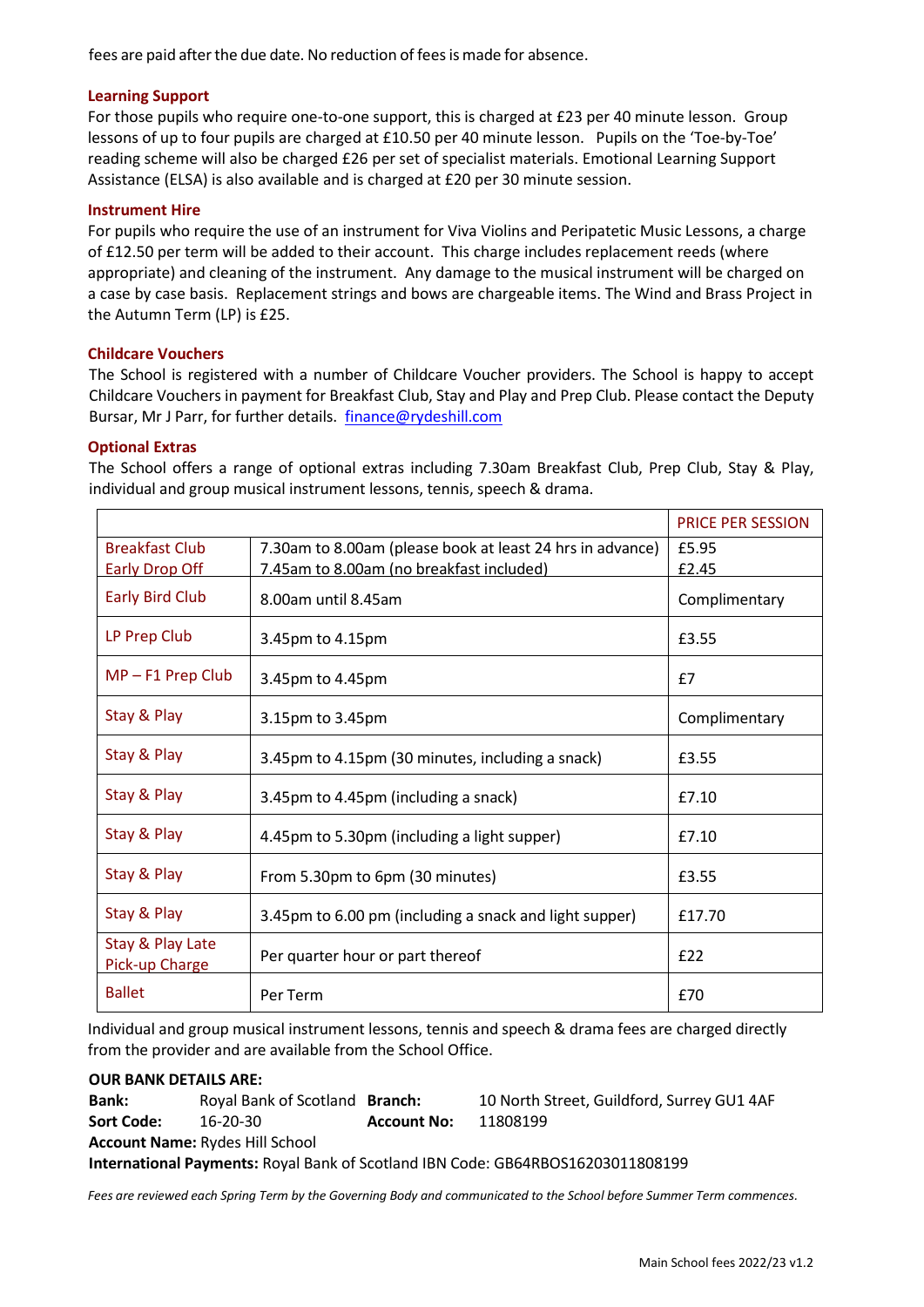fees are paid after the due date. No reduction of fees is made for absence.

### Learning Support

For those pupils who require one-to-one support, this is charged at £23 per 40 minute lesson. Group lessons of up to four pupils are charged at £10.50 per 40 minute lesson. Pupils on the 'Toe-by-Toe' reading scheme will also be charged £26 per set of specialist materials. Emotional Learning Support Assistance (ELSA) is also available and is charged at £20 per 30 minute session.

### Instrument Hire

For pupils who require the use of an instrument for Viva Violins and Peripatetic Music Lessons, a charge of £12.50 per term will be added to their account. This charge includes replacement reeds (where appropriate) and cleaning of the instrument. Any damage to the musical instrument will be charged on a case by case basis. Replacement strings and bows are chargeable items. The Wind and Brass Project in the Autumn Term (LP) is £25.

### Childcare Vouchers

The School is registered with a number of Childcare Voucher providers. The School is happy to accept Childcare Vouchers in payment for Breakfast Club, Stay and Play and Prep Club. Please contact the Deputy Bursar, Mr J Parr, for further details. finance@rydeshill.com

### Optional Extras

The School offers a range of optional extras including 7.30am Breakfast Club, Prep Club, Stay & Play, individual and group musical instrument lessons, tennis, speech & drama.

| | | PRICE PER SESSION |
|---|---|---|
| Breakfast Club<br>Early Drop Off | 7.30am to 8.00am (please book at least 24 hrs in advance)<br>7.45am to 8.00am (no breakfast included) | £5.95<br>£2.45 |
| Early Bird Club | 8.00am until 8.45am | Complimentary |
| LP Prep Club | 3.45pm to 4.15pm | £3.55 |
| MP – F1 Prep Club | 3.45pm to 4.45pm | £7 |
| Stay & Play | 3.15pm to 3.45pm | Complimentary |
| Stay & Play | 3.45pm to 4.15pm (30 minutes, including a snack) | £3.55 |
| Stay & Play | 3.45pm to 4.45pm (including a snack) | £7.10 |
| Stay & Play | 4.45pm to 5.30pm (including a light supper) | £7.10 |
| Stay & Play | From 5.30pm to 6pm (30 minutes) | £3.55 |
| Stay & Play | 3.45pm to 6.00 pm (including a snack and light supper) | £17.70 |
| Stay & Play Late Pick-up Charge | Per quarter hour or part thereof | £22 |
| Ballet | Per Term | £70 |

Individual and group musical instrument lessons, tennis and speech & drama fees are charged directly from the provider and are available from the School Office.

**OUR BANK DETAILS ARE:**

**Bank:** Royal Bank of Scotland **Branch:** 10 North Street, Guildford, Surrey GU1 4AF
**Sort Code:** 16-20-30 **Account No:** 11808199
**Account Name:** Rydes Hill School
**International Payments:** Royal Bank of Scotland IBN Code: GB64RBOS16203011808199

*Fees are reviewed each Spring Term by the Governing Body and communicated to the School before Summer Term commences.*

Main School fees 2022/23 v1.2